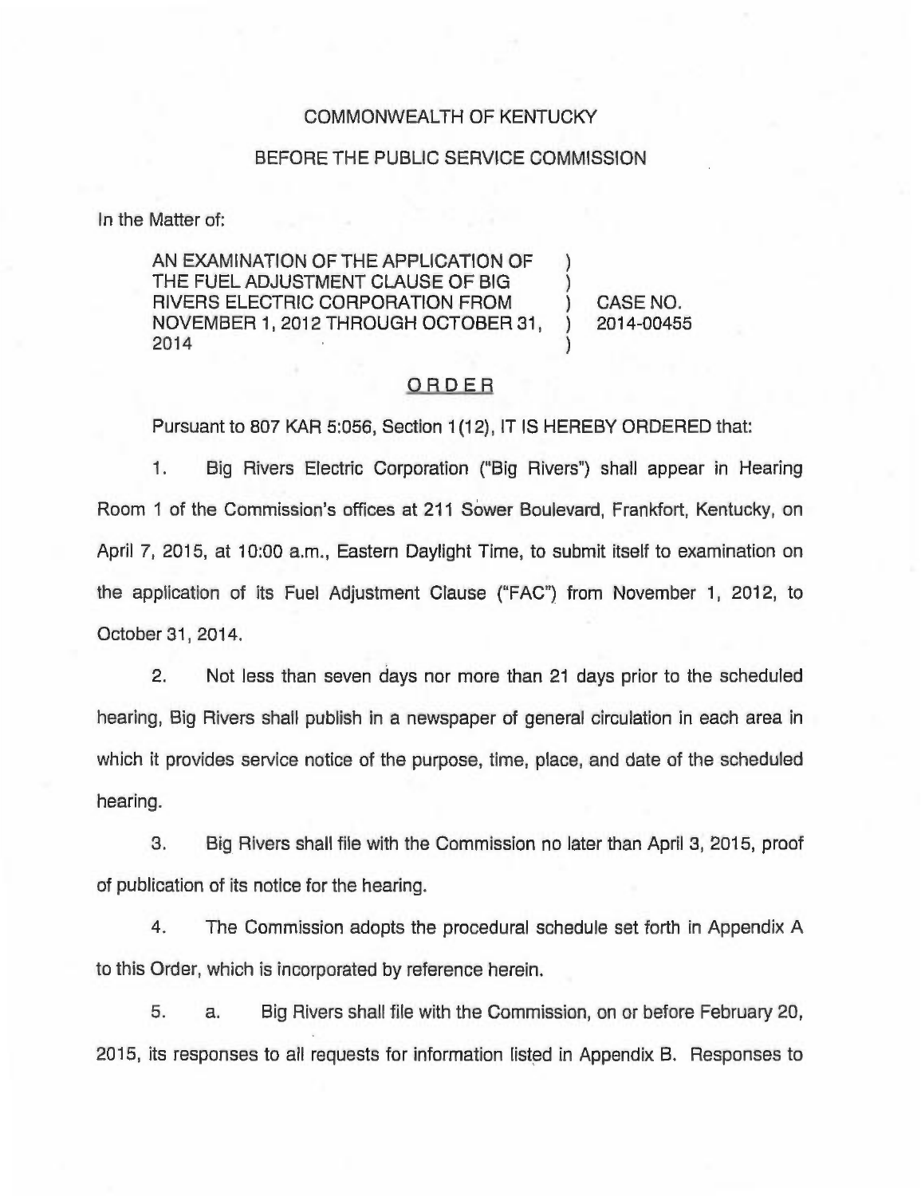COMMONWEALTH OF KENTUCKY

BEFORE THE PUBLIC SERVICE COMMISSION

In the Matter of:

AN EXAMINATION OF THE APPLICATION OF THE FUEL ADJUSTMENT CLAUSE OF BIG RIVERS ELECTRIC CORPORATION FROM NOVEMBER 1, 2012 THROUGH OCTOBER 31, 2014 ) CASE NO. 2014-00455

## ORDER

Pursuant to 807 KAR 5:056, Section 1(12), IT IS HEREBY ORDERED that:

1. Big Rivers Electric Corporation ("Big Rivers") shall appear in Hearing Room 1 of the Commission's offices at 211 Sower Boulevard, Frankfort, Kentucky, on April 7, 2015, at 10:00 a.m., Eastern Daylight Time, to submit itself to examination on the application of its Fuel Adjustment Clause ("FAC") from November 1, 2012, to October 31, 2014.

2. Not less than seven days nor more than 21 days prior to the scheduled hearing, Big Rivers shall publish in a newspaper of general circulation in each area in which it provides service notice of the purpose, time, place, and date of the scheduled hearing.

3. Big Rivers shall file with the Commission no later than April 3, 2015, proof of publication of its notice for the hearing.

4. The Commission adopts the procedural schedule set forth in Appendix A to this Order, which is incorporated by reference herein.

5. a. Big Rivers shall file with the Commission, on or before February 20, 2015, its responses to all requests for information listed in Appendix B. Responses to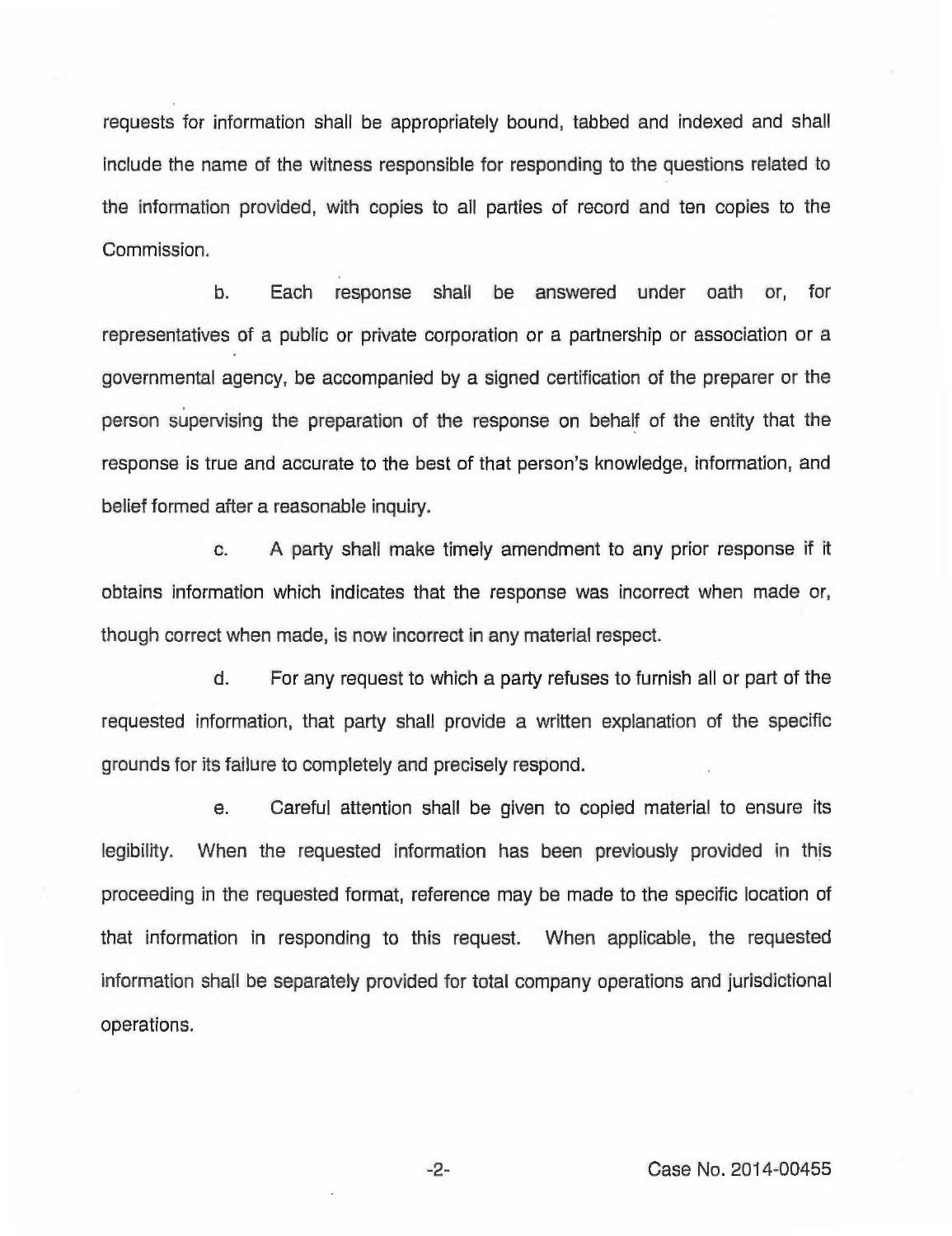requests for information shall be appropriately bound, tabbed and indexed and shall include the name of the witness responsible for responding to the questions related to the information provided, with copies to all parties of record and ten copies to the Commission.

b. Each response shall be answered under oath or, for representatives of a public or private corporation or a partnership or association or a governmental agency, be accompanied by a signed certification of the preparer or the person supervising the preparation of the response on behalf of the entity that the response is true and accurate to the best of that person's knowledge, information, and belief formed after a reasonable inquiry.

c. A party shall make timely amendment to any prior response if it obtains information which indicates that the response was incorrect when made or, though correct when made, is now incorrect in any material respect.

d. For any request to which a party refuses to furnish all or part of the requested information, that party shall provide a written explanation of the specific grounds for its failure to completely and precisely respond.

e. Careful attention shall be given to copied material to ensure its legibility. When the requested information has been previously provided in this proceeding in the requested format, reference may be made to the specific location of that information in responding to this request. When applicable, the requested information shall be separately provided for total company operations and jurisdictional operations.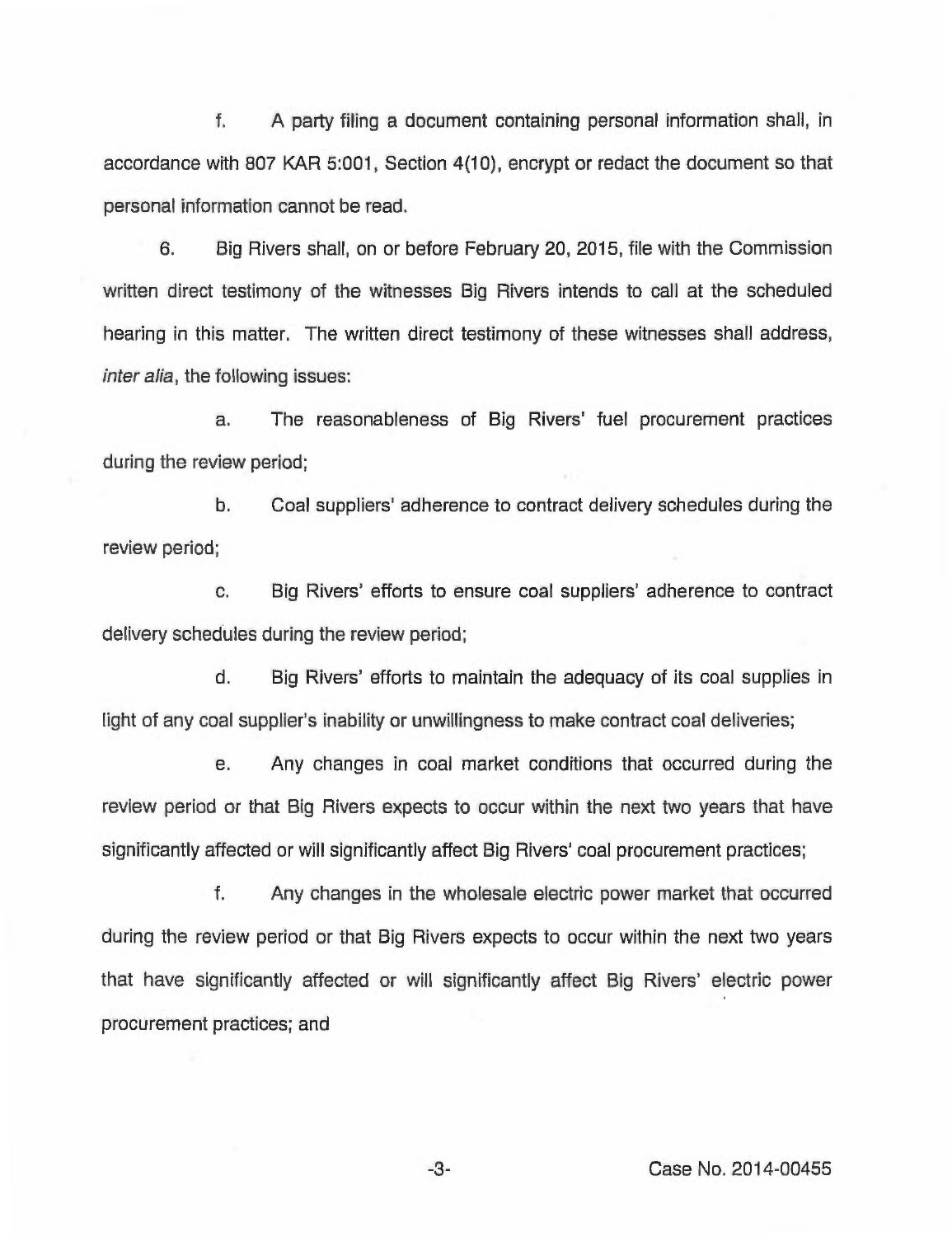f. A party filing a document containing personal information shall, in accordance with 807 KAR 5:001, Section 4(10), encrypt or redact the document so that personal information cannot be read.

6. Big Rivers shall, on or before February 20, 2015, file with the Commission written direct testimony of the witnesses Big Rivers intends to call at the scheduled hearing in this matter. The written direct testimony of these witnesses shall address, *inter alia*, the following issues:

a. The reasonableness of Big Rivers' fuel procurement practices during the review period;

b. Coal suppliers' adherence to contract delivery schedules during the review period;

c. Big Rivers' efforts to ensure coal suppliers' adherence to contract delivery schedules during the review period;

d. Big Rivers' efforts to maintain the adequacy of its coal supplies in light of any coal supplier's inability or unwillingness to make contract coal deliveries;

e. Any changes in coal market conditions that occurred during the review period or that Big Rivers expects to occur within the next two years that have significantly affected or will significantly affect Big Rivers' coal procurement practices;

f. Any changes in the wholesale electric power market that occurred during the review period or that Big Rivers expects to occur within the next two years that have significantly affected or will significantly affect Big Rivers' electric power procurement practices; and

Case No. 2014-00455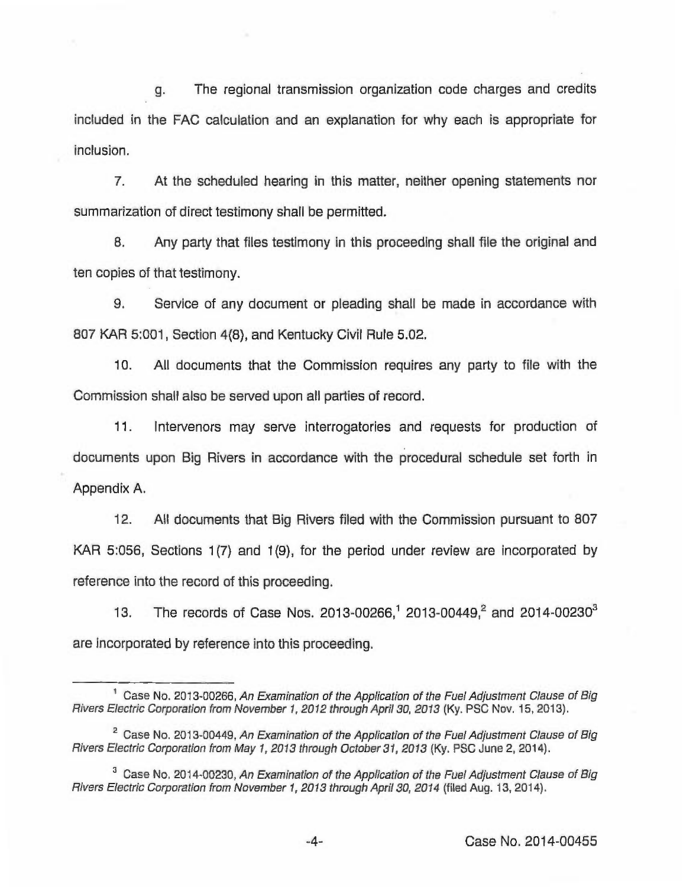g. The regional transmission organization code charges and credits included in the FAC calculation and an explanation for why each is appropriate for inclusion.

7. At the scheduled hearing in this matter, neither opening statements nor summarization of direct testimony shall be permitted.

8. Any party that files testimony in this proceeding shall file the original and ten copies of that testimony.

9. Service of any document or pleading shall be made in accordance with 807 KAR 5:001, Section 4(8), and Kentucky Civil Rule 5.02.

10. All documents that the Commission requires any party to file with the Commission shall also be served upon all parties of record.

11. Intervenors may serve interrogatories and requests for production of documents upon Big Rivers in accordance with the procedural schedule set forth in Appendix A.

12. All documents that Big Rivers filed with the Commission pursuant to 807 KAR 5:056, Sections 1(7) and 1(9), for the period under review are incorporated by reference into the record of this proceeding.

13. The records of Case Nos. 2013-00266,[1] 2013-00449,[2] and 2014-00230[3] are incorporated by reference into this proceeding.

---

[1] Case No. 2013-00266, *An Examination of the Application of the Fuel Adjustment Clause of Big Rivers Electric Corporation from November 1, 2012 through April 30, 2013* (Ky. PSC Nov. 15, 2013).

[2] Case No. 2013-00449, *An Examination of the Application of the Fuel Adjustment Clause of Big Rivers Electric Corporation from May 1, 2013 through October 31, 2013* (Ky. PSC June 2, 2014).

[3] Case No. 2014-00230, *An Examination of the Application of the Fuel Adjustment Clause of Big Rivers Electric Corporation from November 1, 2013 through April 30, 2014* (filed Aug. 13, 2014).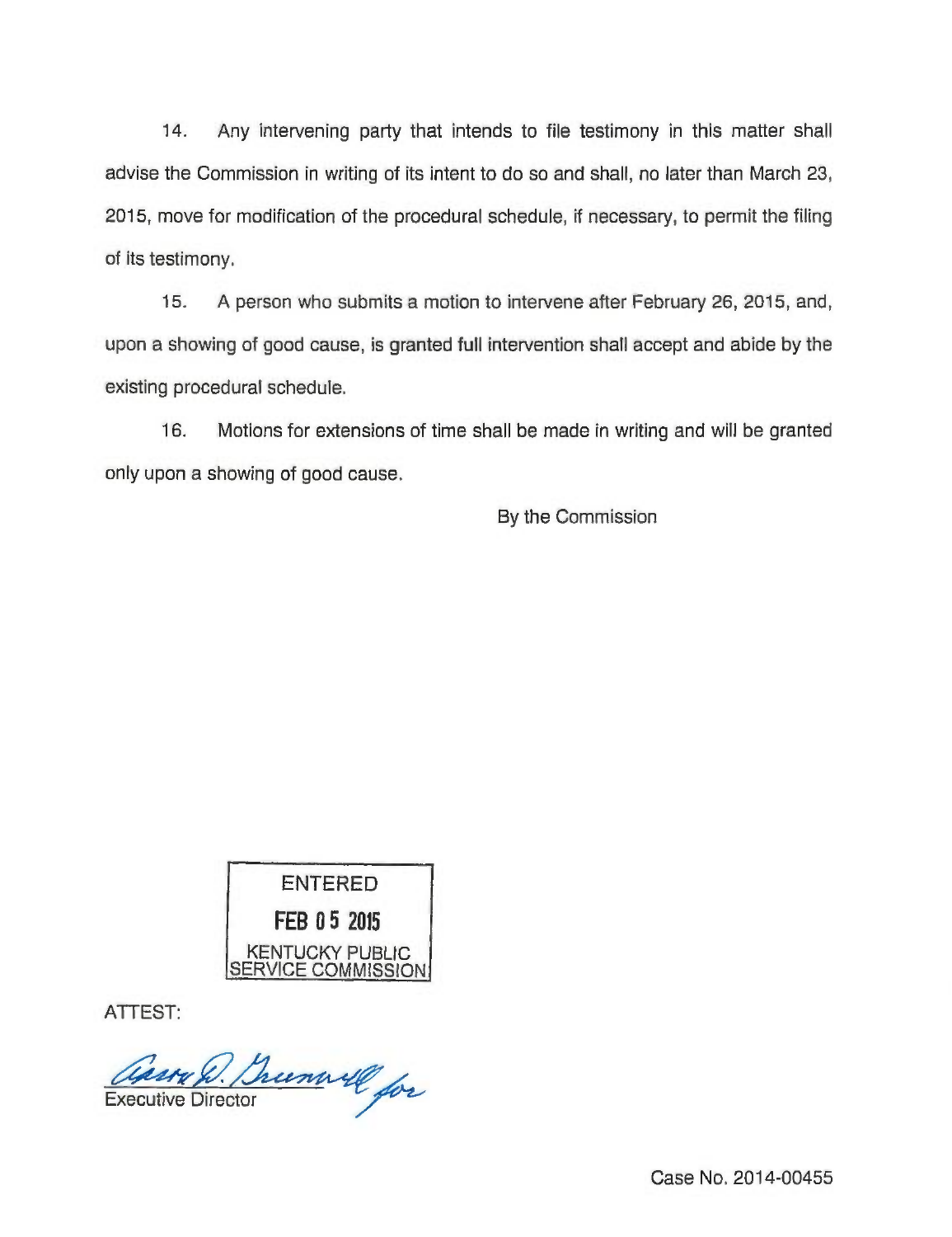14. Any intervening party that intends to file testimony in this matter shall advise the Commission in writing of its intent to do so and shall, no later than March 23, 2015, move for modification of the procedural schedule, if necessary, to permit the filing of its testimony.

15. A person who submits a motion to intervene after February 26, 2015, and, upon a showing of good cause, is granted full intervention shall accept and abide by the existing procedural schedule.

16. Motions for extensions of time shall be made in writing and will be granted only upon a showing of good cause.

By the Commission

ENTERED
FEB 05 2015
KENTUCKY PUBLIC SERVICE COMMISSION

ATTEST:

Executive Director

Case No. 2014-00455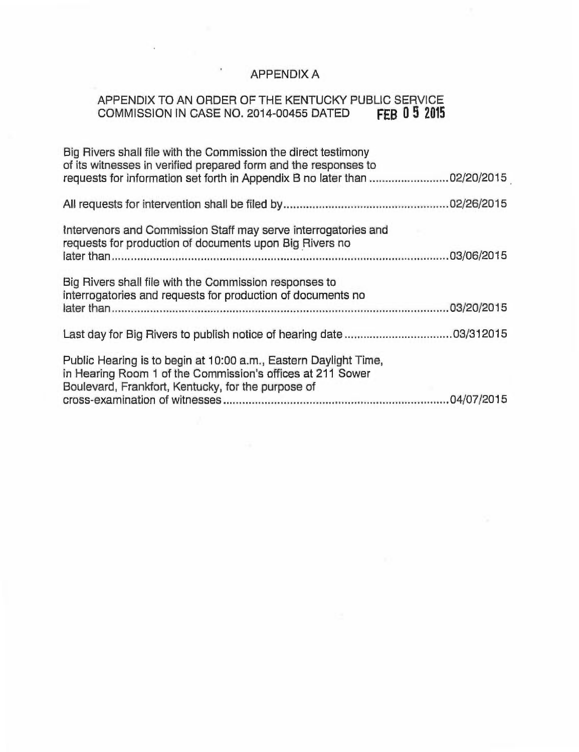# APPENDIX A

## APPENDIX TO AN ORDER OF THE KENTUCKY PUBLIC SERVICE COMMISSION IN CASE NO. 2014-00455 DATED FEB 05 2015

Big Rivers shall file with the Commission the direct testimony of its witnesses in verified prepared form and the responses to requests for information set forth in Appendix B no later than ........................02/20/2015

All requests for intervention shall be filed by....................................................02/26/2015

Intervenors and Commission Staff may serve interrogatories and requests for production of documents upon Big Rivers no later than.............................................................................................................03/06/2015

Big Rivers shall file with the Commission responses to interrogatories and requests for production of documents no later than.............................................................................................................03/20/2015

Last day for Big Rivers to publish notice of hearing date..................................03/312015

Public Hearing is to begin at 10:00 a.m., Eastern Daylight Time, in Hearing Room 1 of the Commission's offices at 211 Sower Boulevard, Frankfort, Kentucky, for the purpose of cross-examination of witnesses.......................................................................04/07/2015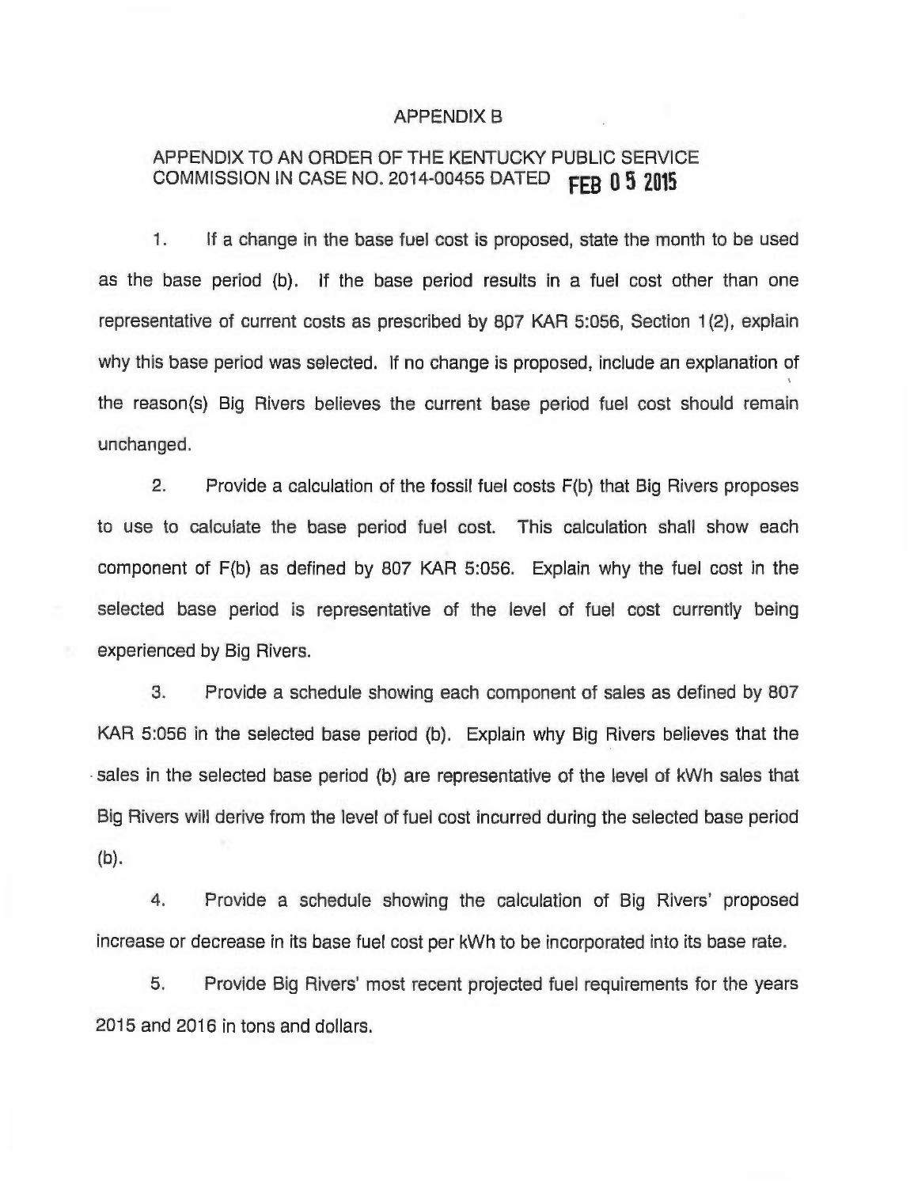# APPENDIX B

## APPENDIX TO AN ORDER OF THE KENTUCKY PUBLIC SERVICE COMMISSION IN CASE NO. 2014-00455 DATED FEB 05 2015

1. If a change in the base fuel cost is proposed, state the month to be used as the base period (b). If the base period results in a fuel cost other than one representative of current costs as prescribed by 807 KAR 5:056, Section 1(2), explain why this base period was selected. If no change is proposed, include an explanation of the reason(s) Big Rivers believes the current base period fuel cost should remain unchanged.

2. Provide a calculation of the fossil fuel costs F(b) that Big Rivers proposes to use to calculate the base period fuel cost. This calculation shall show each component of F(b) as defined by 807 KAR 5:056. Explain why the fuel cost in the selected base period is representative of the level of fuel cost currently being experienced by Big Rivers.

3. Provide a schedule showing each component of sales as defined by 807 KAR 5:056 in the selected base period (b). Explain why Big Rivers believes that the sales in the selected base period (b) are representative of the level of kWh sales that Big Rivers will derive from the level of fuel cost incurred during the selected base period (b).

4. Provide a schedule showing the calculation of Big Rivers' proposed increase or decrease in its base fuel cost per kWh to be incorporated into its base rate.

5. Provide Big Rivers' most recent projected fuel requirements for the years 2015 and 2016 in tons and dollars.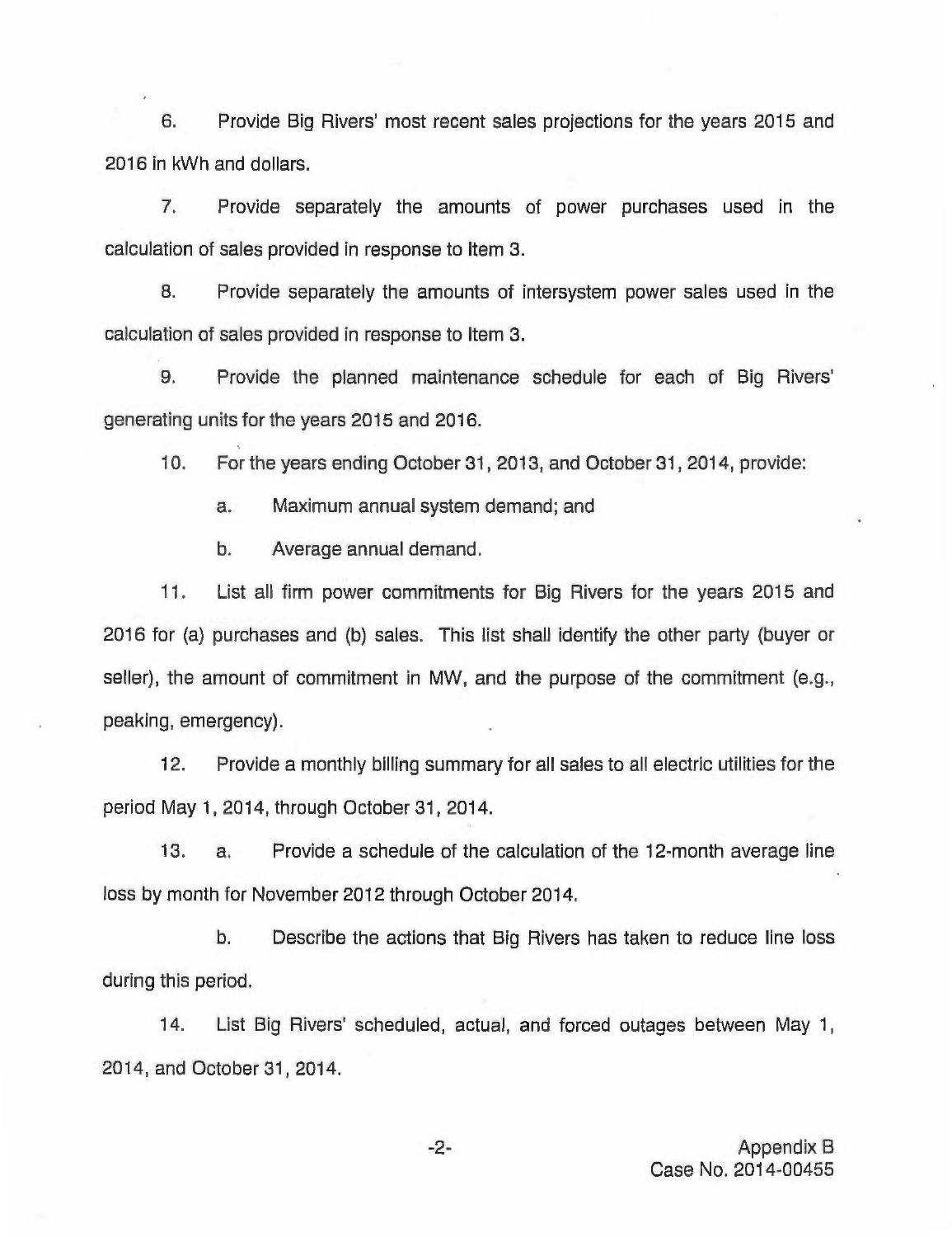6. Provide Big Rivers' most recent sales projections for the years 2015 and 2016 in kWh and dollars.

7. Provide separately the amounts of power purchases used in the calculation of sales provided in response to Item 3.

8. Provide separately the amounts of intersystem power sales used in the calculation of sales provided in response to Item 3.

9. Provide the planned maintenance schedule for each of Big Rivers' generating units for the years 2015 and 2016.

10. For the years ending October 31, 2013, and October 31, 2014, provide:

   a. Maximum annual system demand; and

   b. Average annual demand.

11. List all firm power commitments for Big Rivers for the years 2015 and 2016 for (a) purchases and (b) sales. This list shall identify the other party (buyer or seller), the amount of commitment in MW, and the purpose of the commitment (e.g., peaking, emergency).

12. Provide a monthly billing summary for all sales to all electric utilities for the period May 1, 2014, through October 31, 2014.

13. a. Provide a schedule of the calculation of the 12-month average line loss by month for November 2012 through October 2014.

   b. Describe the actions that Big Rivers has taken to reduce line loss during this period.

14. List Big Rivers' scheduled, actual, and forced outages between May 1, 2014, and October 31, 2014.

Appendix B
Case No. 2014-00455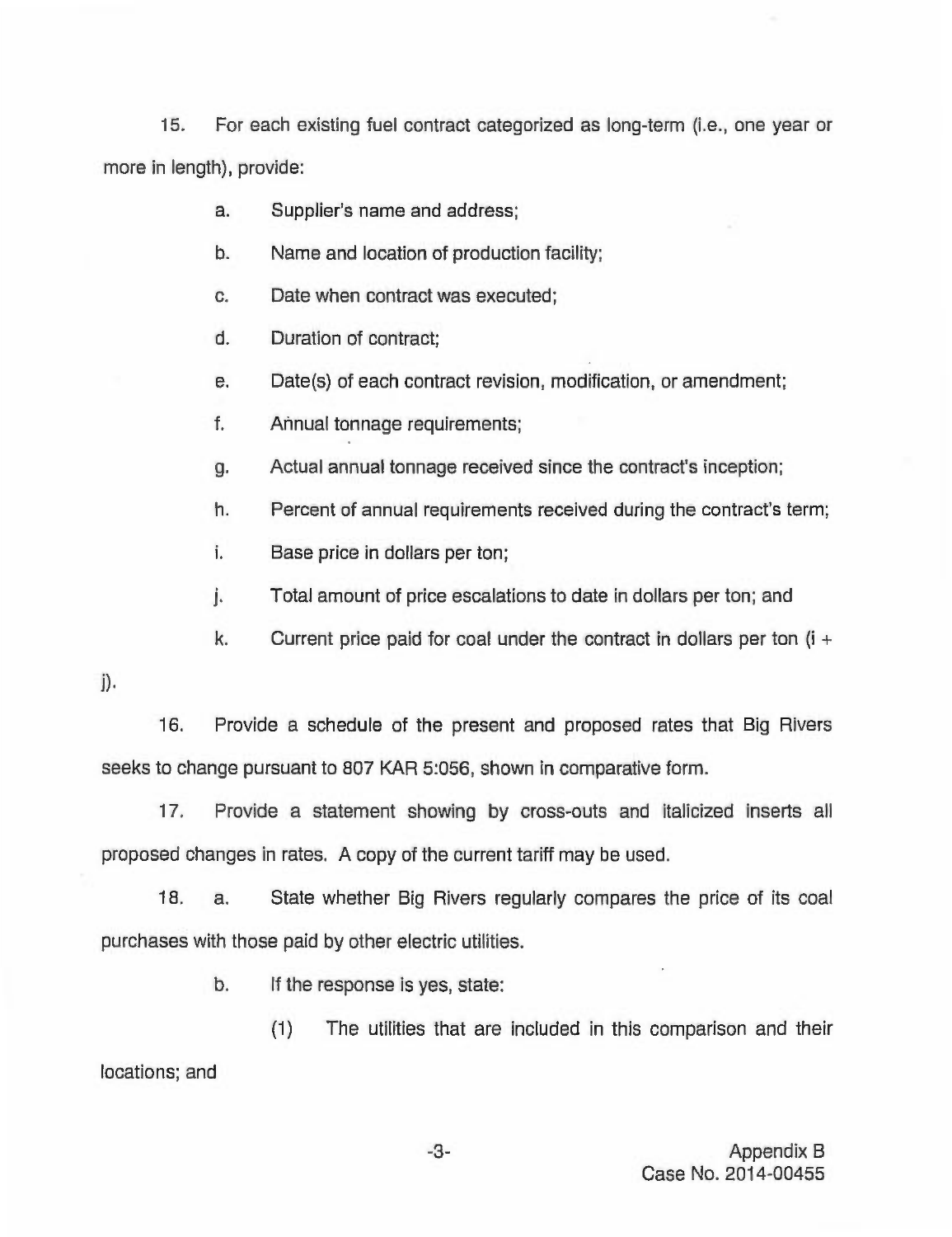15. For each existing fuel contract categorized as long-term (i.e., one year or more in length), provide:

   a. Supplier's name and address;

   b. Name and location of production facility;

   c. Date when contract was executed;

   d. Duration of contract;

   e. Date(s) of each contract revision, modification, or amendment;

   f. Annual tonnage requirements;

   g. Actual annual tonnage received since the contract's inception;

   h. Percent of annual requirements received during the contract's term;

   i. Base price in dollars per ton;

   j. Total amount of price escalations to date in dollars per ton; and

   k. Current price paid for coal under the contract in dollars per ton (i + j).

16. Provide a schedule of the present and proposed rates that Big Rivers seeks to change pursuant to 807 KAR 5:056, shown in comparative form.

17. Provide a statement showing by cross-outs and italicized inserts all proposed changes in rates. A copy of the current tariff may be used.

18. a. State whether Big Rivers regularly compares the price of its coal purchases with those paid by other electric utilities.

   b. If the response is yes, state:

      (1) The utilities that are included in this comparison and their locations; and

Appendix B
Case No. 2014-00455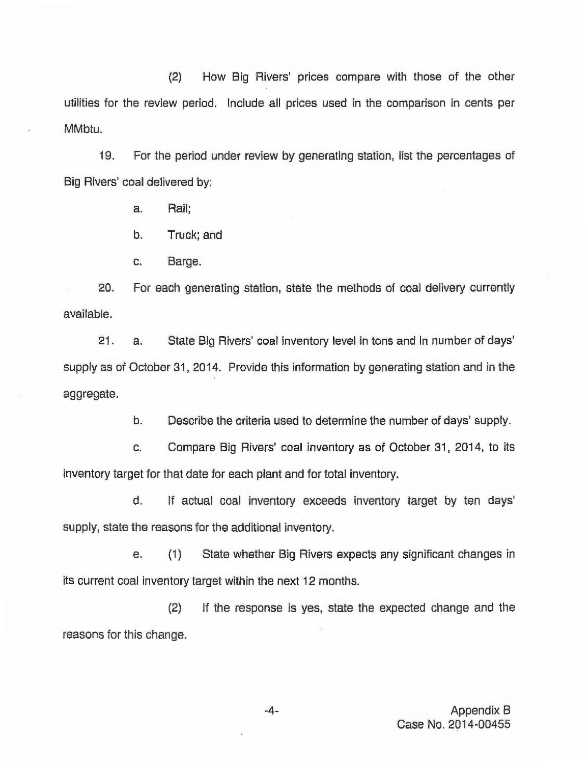(2) How Big Rivers' prices compare with those of the other utilities for the review period. Include all prices used in the comparison in cents per MMbtu.

19. For the period under review by generating station, list the percentages of Big Rivers' coal delivered by:

a. Rail;

b. Truck; and

c. Barge.

20. For each generating station, state the methods of coal delivery currently available.

21. a. State Big Rivers' coal inventory level in tons and in number of days' supply as of October 31, 2014. Provide this information by generating station and in the aggregate.

b. Describe the criteria used to determine the number of days' supply.

c. Compare Big Rivers' coal inventory as of October 31, 2014, to its inventory target for that date for each plant and for total inventory.

d. If actual coal inventory exceeds inventory target by ten days' supply, state the reasons for the additional inventory.

e. (1) State whether Big Rivers expects any significant changes in its current coal inventory target within the next 12 months.

(2) If the response is yes, state the expected change and the reasons for this change.

Appendix B
Case No. 2014-00455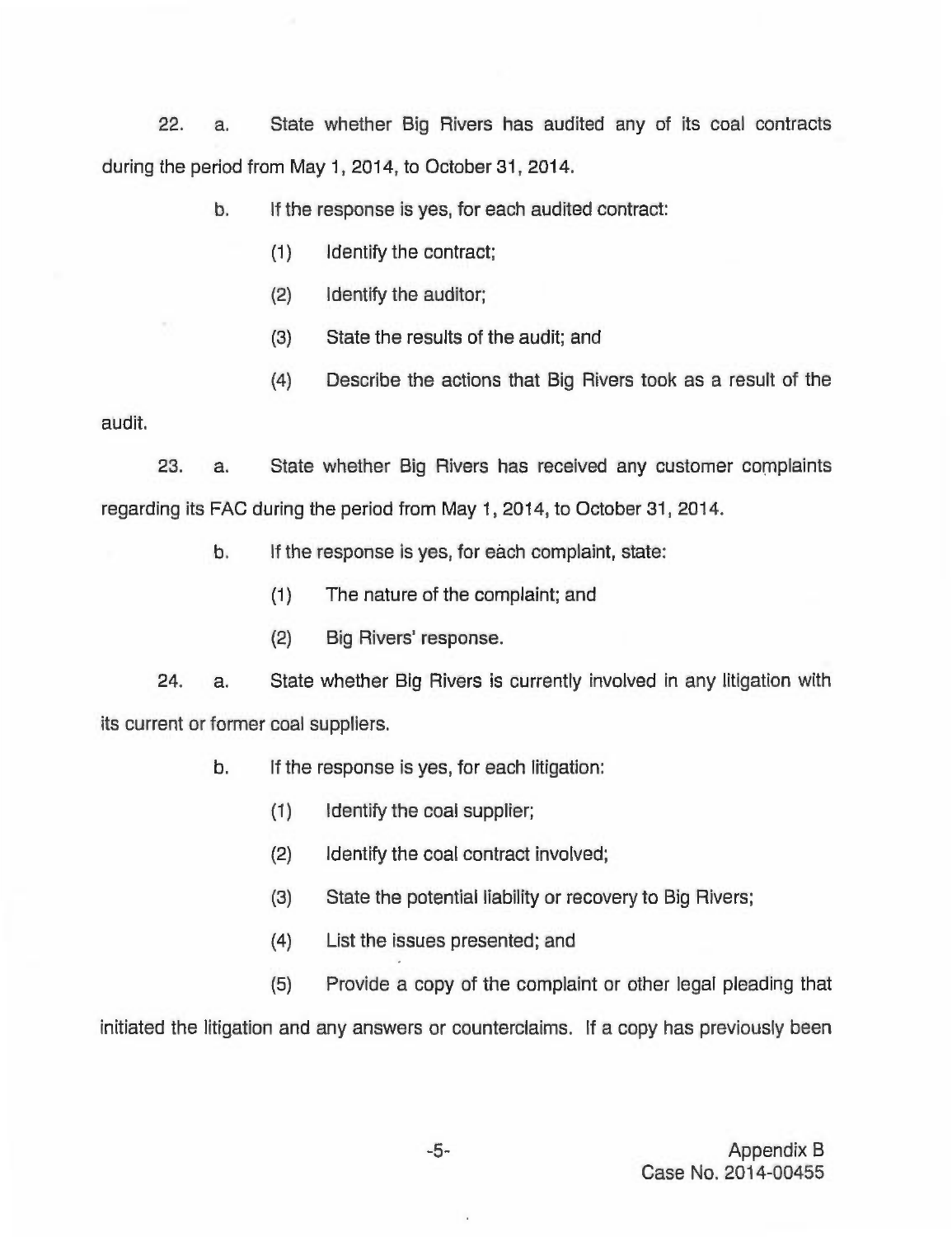22. a. State whether Big Rivers has audited any of its coal contracts during the period from May 1, 2014, to October 31, 2014.

    b. If the response is yes, for each audited contract:

        (1) Identify the contract;

        (2) Identify the auditor;

        (3) State the results of the audit; and

        (4) Describe the actions that Big Rivers took as a result of the audit.

23. a. State whether Big Rivers has received any customer complaints regarding its FAC during the period from May 1, 2014, to October 31, 2014.

    b. If the response is yes, for each complaint, state:

        (1) The nature of the complaint; and

        (2) Big Rivers' response.

24. a. State whether Big Rivers is currently involved in any litigation with its current or former coal suppliers.

    b. If the response is yes, for each litigation:

        (1) Identify the coal supplier;

        (2) Identify the coal contract involved;

        (3) State the potential liability or recovery to Big Rivers;

        (4) List the issues presented; and

        (5) Provide a copy of the complaint or other legal pleading that initiated the litigation and any answers or counterclaims. If a copy has previously been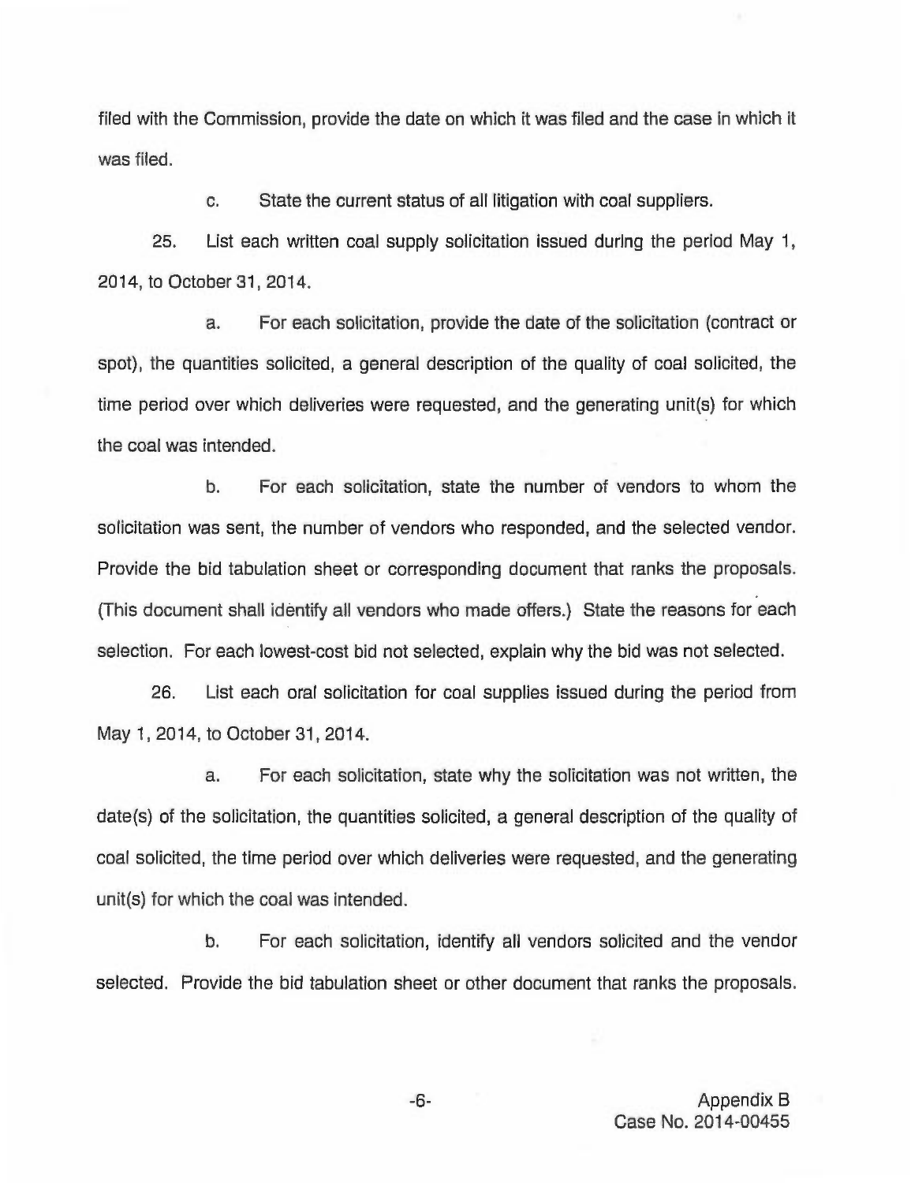filed with the Commission, provide the date on which it was filed and the case in which it was filed.

c. State the current status of all litigation with coal suppliers.

25. List each written coal supply solicitation issued during the period May 1, 2014, to October 31, 2014.

a. For each solicitation, provide the date of the solicitation (contract or spot), the quantities solicited, a general description of the quality of coal solicited, the time period over which deliveries were requested, and the generating unit(s) for which the coal was intended.

b. For each solicitation, state the number of vendors to whom the solicitation was sent, the number of vendors who responded, and the selected vendor. Provide the bid tabulation sheet or corresponding document that ranks the proposals. (This document shall identify all vendors who made offers.) State the reasons for each selection. For each lowest-cost bid not selected, explain why the bid was not selected.

26. List each oral solicitation for coal supplies issued during the period from May 1, 2014, to October 31, 2014.

a. For each solicitation, state why the solicitation was not written, the date(s) of the solicitation, the quantities solicited, a general description of the quality of coal solicited, the time period over which deliveries were requested, and the generating unit(s) for which the coal was intended.

b. For each solicitation, identify all vendors solicited and the vendor selected. Provide the bid tabulation sheet or other document that ranks the proposals.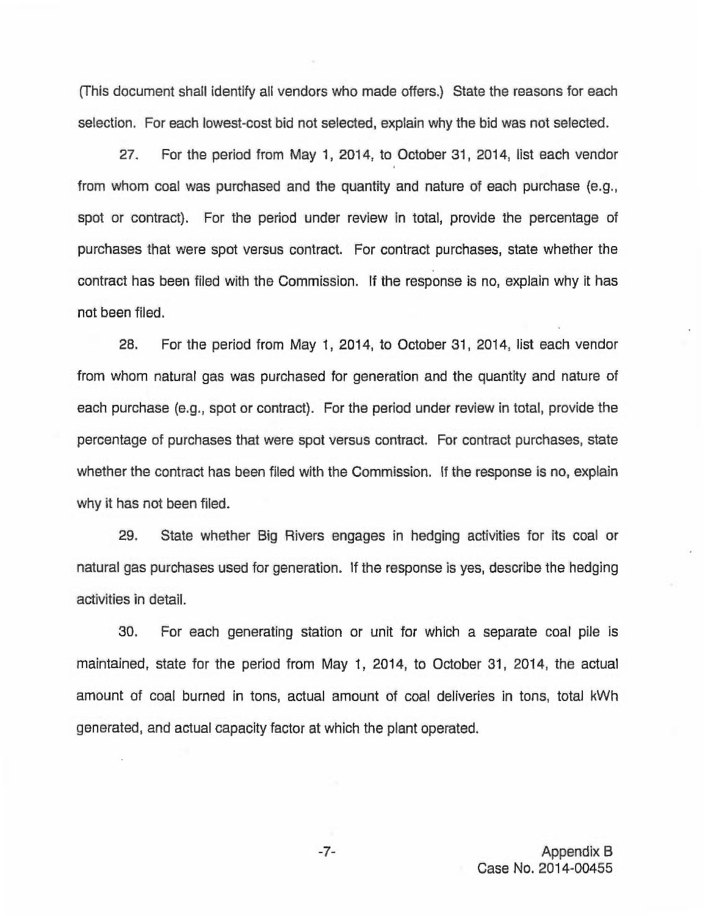(This document shall identify all vendors who made offers.) State the reasons for each selection. For each lowest-cost bid not selected, explain why the bid was not selected.

27. For the period from May 1, 2014, to October 31, 2014, list each vendor from whom coal was purchased and the quantity and nature of each purchase (e.g., spot or contract). For the period under review in total, provide the percentage of purchases that were spot versus contract. For contract purchases, state whether the contract has been filed with the Commission. If the response is no, explain why it has not been filed.

28. For the period from May 1, 2014, to October 31, 2014, list each vendor from whom natural gas was purchased for generation and the quantity and nature of each purchase (e.g., spot or contract). For the period under review in total, provide the percentage of purchases that were spot versus contract. For contract purchases, state whether the contract has been filed with the Commission. If the response is no, explain why it has not been filed.

29. State whether Big Rivers engages in hedging activities for its coal or natural gas purchases used for generation. If the response is yes, describe the hedging activities in detail.

30. For each generating station or unit for which a separate coal pile is maintained, state for the period from May 1, 2014, to October 31, 2014, the actual amount of coal burned in tons, actual amount of coal deliveries in tons, total kWh generated, and actual capacity factor at which the plant operated.

Appendix B
Case No. 2014-00455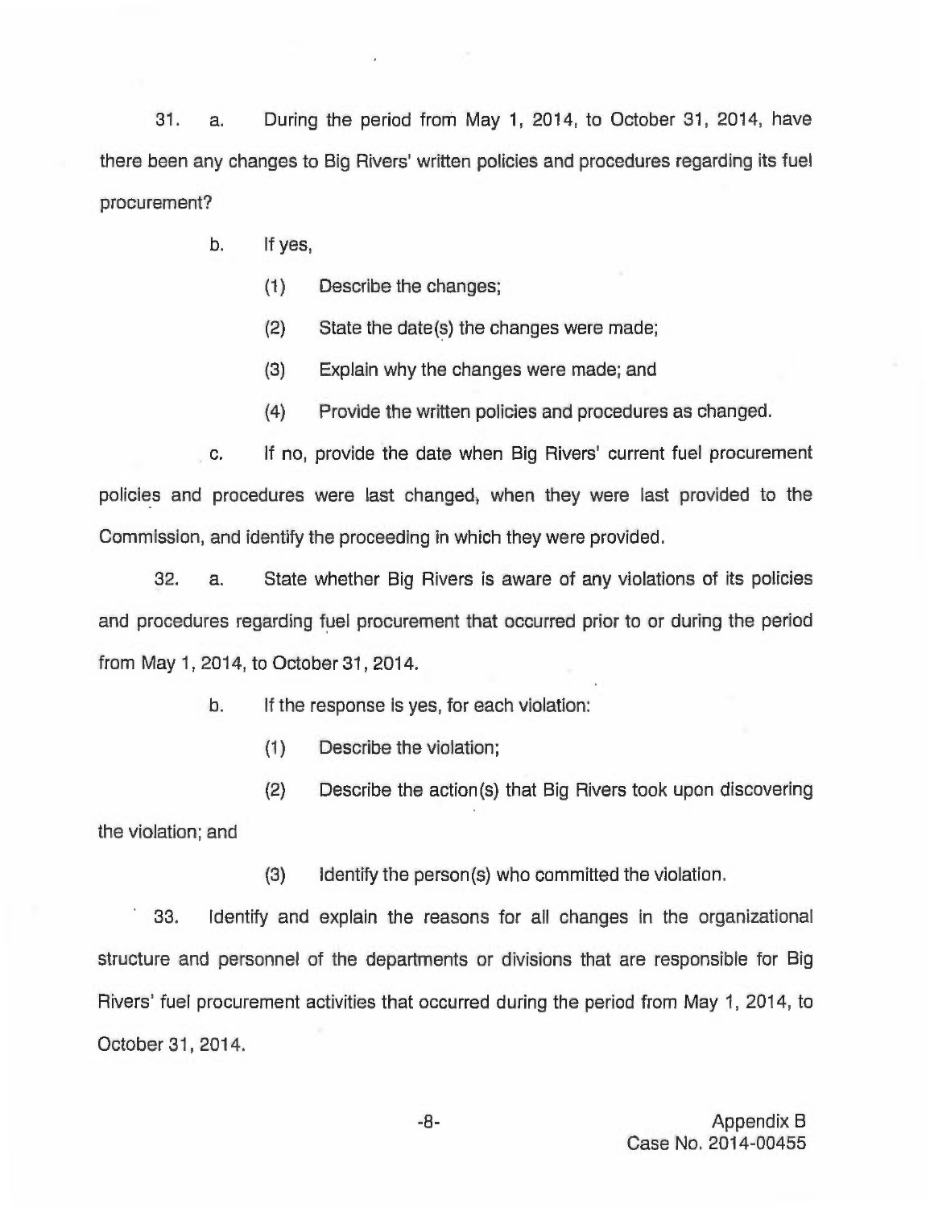31. a. During the period from May 1, 2014, to October 31, 2014, have there been any changes to Big Rivers' written policies and procedures regarding its fuel procurement?

b. If yes,

(1) Describe the changes;

(2) State the date(s) the changes were made;

(3) Explain why the changes were made; and

(4) Provide the written policies and procedures as changed.

c. If no, provide the date when Big Rivers' current fuel procurement policies and procedures were last changed, when they were last provided to the Commission, and identify the proceeding in which they were provided.

32. a. State whether Big Rivers is aware of any violations of its policies and procedures regarding fuel procurement that occurred prior to or during the period from May 1, 2014, to October 31, 2014.

b. If the response is yes, for each violation:

(1) Describe the violation;

(2) Describe the action(s) that Big Rivers took upon discovering the violation; and

(3) Identify the person(s) who committed the violation.

33. Identify and explain the reasons for all changes in the organizational structure and personnel of the departments or divisions that are responsible for Big Rivers' fuel procurement activities that occurred during the period from May 1, 2014, to October 31, 2014.

Appendix B
Case No. 2014-00455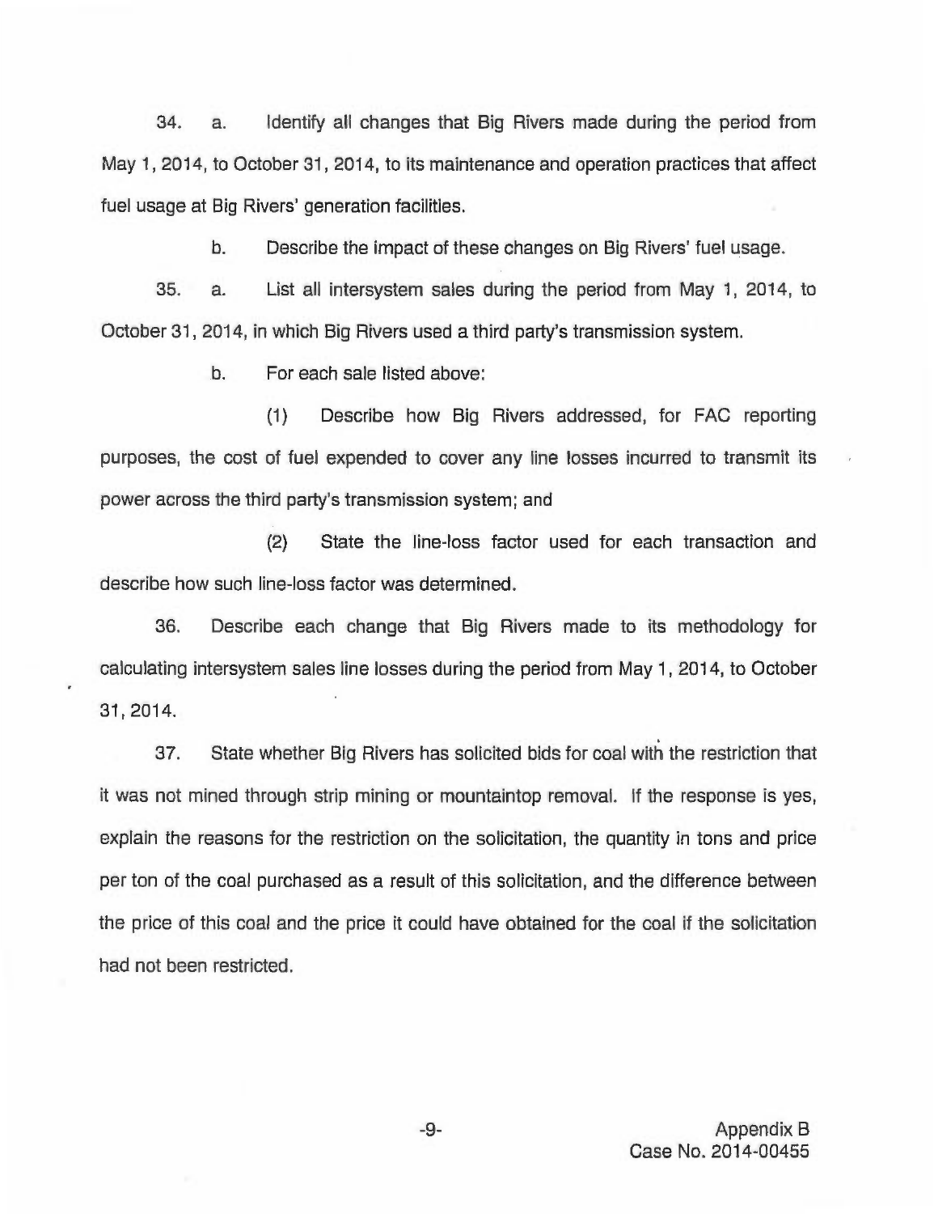34. a. Identify all changes that Big Rivers made during the period from May 1, 2014, to October 31, 2014, to its maintenance and operation practices that affect fuel usage at Big Rivers' generation facilities.

b. Describe the impact of these changes on Big Rivers' fuel usage.

35. a. List all intersystem sales during the period from May 1, 2014, to October 31, 2014, in which Big Rivers used a third party's transmission system.

b. For each sale listed above:

(1) Describe how Big Rivers addressed, for FAC reporting purposes, the cost of fuel expended to cover any line losses incurred to transmit its power across the third party's transmission system; and

(2) State the line-loss factor used for each transaction and describe how such line-loss factor was determined.

36. Describe each change that Big Rivers made to its methodology for calculating intersystem sales line losses during the period from May 1, 2014, to October 31, 2014.

37. State whether Big Rivers has solicited bids for coal with the restriction that it was not mined through strip mining or mountaintop removal. If the response is yes, explain the reasons for the restriction on the solicitation, the quantity in tons and price per ton of the coal purchased as a result of this solicitation, and the difference between the price of this coal and the price it could have obtained for the coal if the solicitation had not been restricted.

Appendix B
Case No. 2014-00455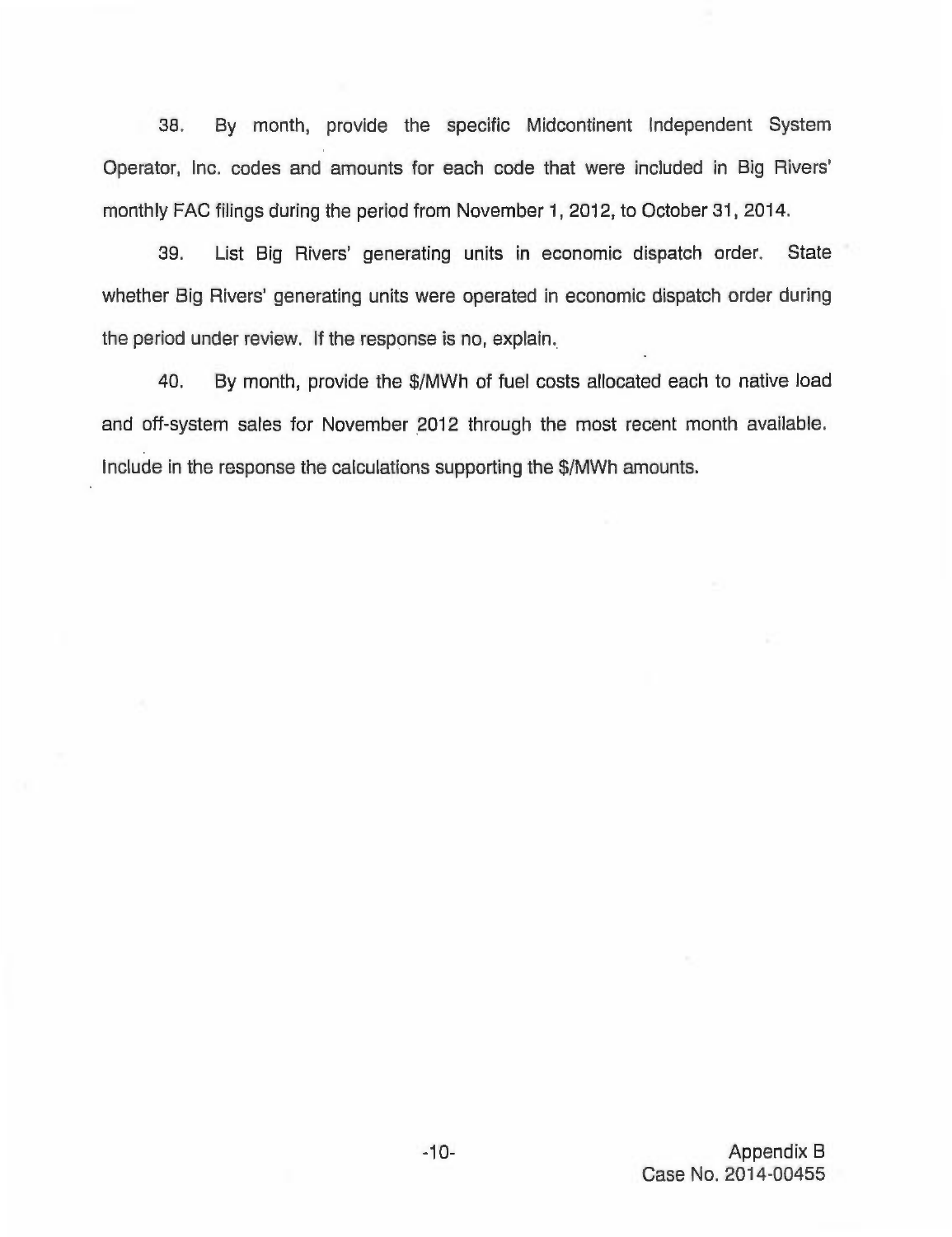38. By month, provide the specific Midcontinent Independent System Operator, Inc. codes and amounts for each code that were included in Big Rivers' monthly FAC filings during the period from November 1, 2012, to October 31, 2014.

39. List Big Rivers' generating units in economic dispatch order. State whether Big Rivers' generating units were operated in economic dispatch order during the period under review. If the response is no, explain.

40. By month, provide the $/MWh of fuel costs allocated each to native load and off-system sales for November 2012 through the most recent month available. Include in the response the calculations supporting the $/MWh amounts.

Appendix B
Case No. 2014-00455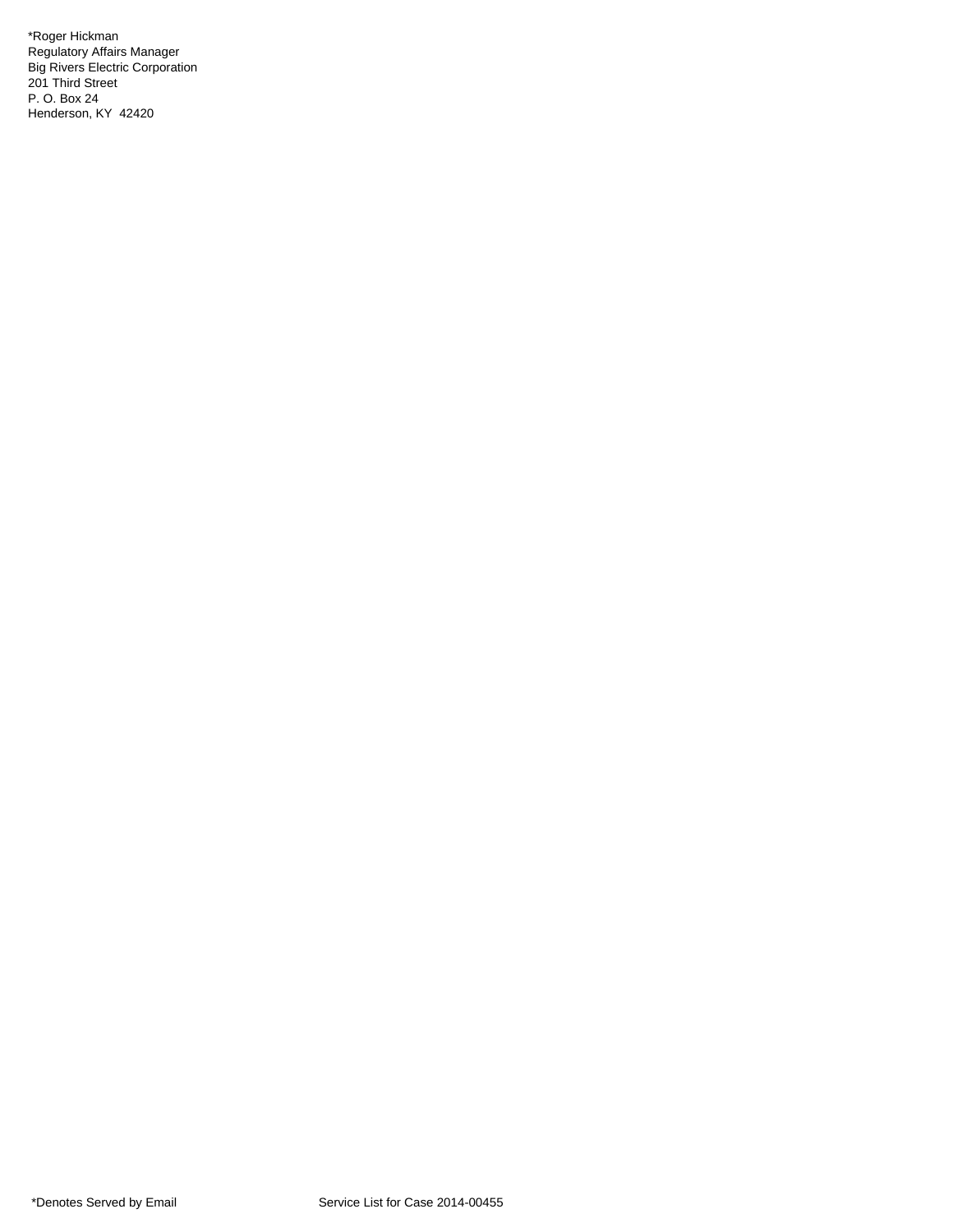*Roger Hickman
Regulatory Affairs Manager
Big Rivers Electric Corporation
201 Third Street
P. O. Box 24
Henderson, KY  42420